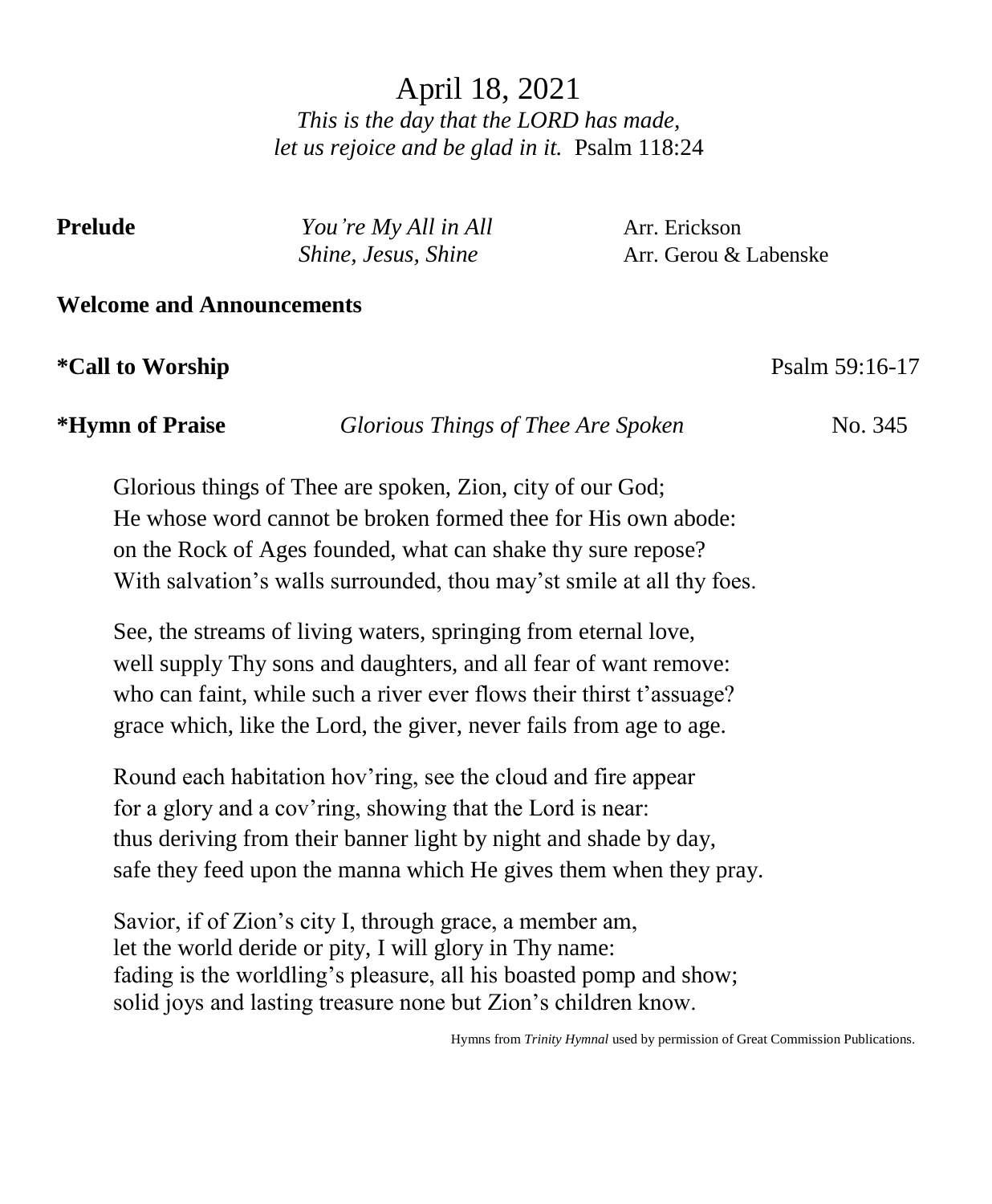# April 18, 2021

*This is the day that the LORD has made,*
*let us rejoice and be glad in it.* Psalm 118:24

**Prelude** *You're My All in All* Arr. Erickson
*Shine, Jesus, Shine* Arr. Gerou & Labenske

**Welcome and Announcements**

**\*Call to Worship** Psalm 59:16-17

**\*Hymn of Praise** *Glorious Things of Thee Are Spoken* No. 345

Glorious things of Thee are spoken, Zion, city of our God;
He whose word cannot be broken formed thee for His own abode:
on the Rock of Ages founded, what can shake thy sure repose?
With salvation's walls surrounded, thou may'st smile at all thy foes.

See, the streams of living waters, springing from eternal love,
well supply Thy sons and daughters, and all fear of want remove:
who can faint, while such a river ever flows their thirst t'assuage?
grace which, like the Lord, the giver, never fails from age to age.

Round each habitation hov'ring, see the cloud and fire appear
for a glory and a cov'ring, showing that the Lord is near:
thus deriving from their banner light by night and shade by day,
safe they feed upon the manna which He gives them when they pray.

Savior, if of Zion's city I, through grace, a member am,
let the world deride or pity, I will glory in Thy name:
fading is the worldling's pleasure, all his boasted pomp and show;
solid joys and lasting treasure none but Zion's children know.

Hymns from *Trinity Hymnal* used by permission of Great Commission Publications.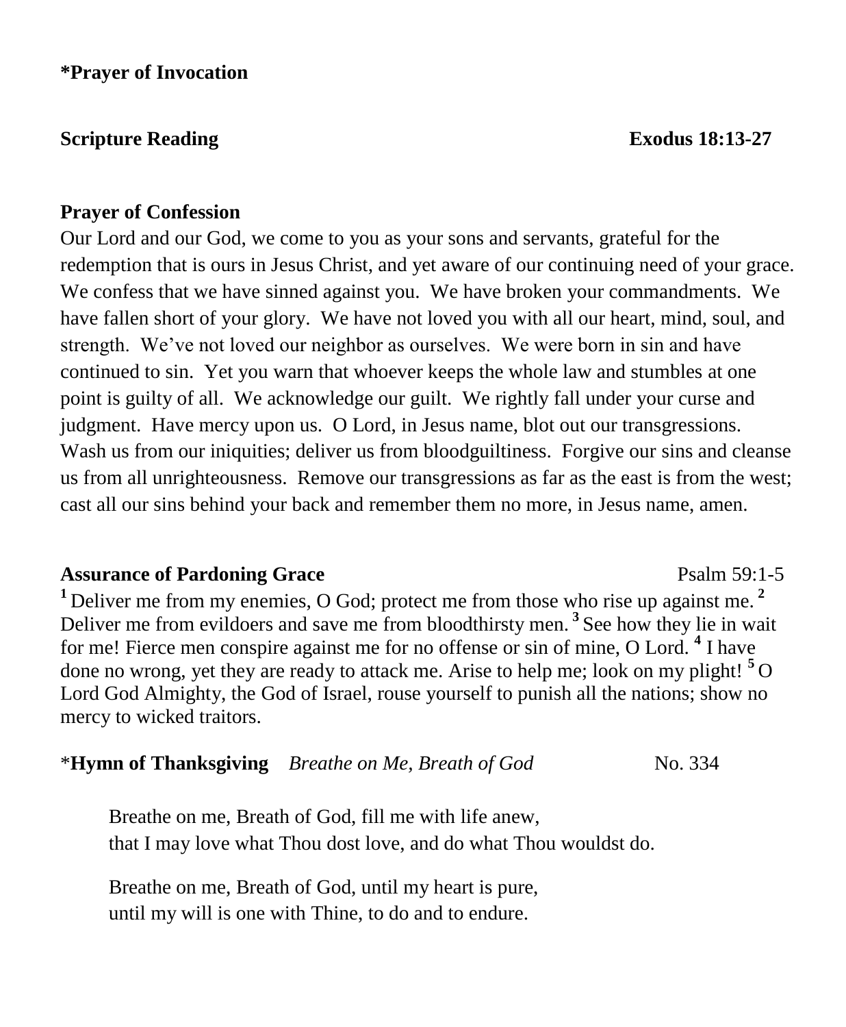**\*Prayer of Invocation**

**Scripture Reading** **Exodus 18:13-27**

**Prayer of Confession**

Our Lord and our God, we come to you as your sons and servants, grateful for the redemption that is ours in Jesus Christ, and yet aware of our continuing need of your grace. We confess that we have sinned against you. We have broken your commandments. We have fallen short of your glory. We have not loved you with all our heart, mind, soul, and strength. We've not loved our neighbor as ourselves. We were born in sin and have continued to sin. Yet you warn that whoever keeps the whole law and stumbles at one point is guilty of all. We acknowledge our guilt. We rightly fall under your curse and judgment. Have mercy upon us. O Lord, in Jesus name, blot out our transgressions. Wash us from our iniquities; deliver us from bloodguiltiness. Forgive our sins and cleanse us from all unrighteousness. Remove our transgressions as far as the east is from the west; cast all our sins behind your back and remember them no more, in Jesus name, amen.

**Assurance of Pardoning Grace** Psalm 59:1-5

[1] Deliver me from my enemies, O God; protect me from those who rise up against me. [2] Deliver me from evildoers and save me from bloodthirsty men. [3] See how they lie in wait for me! Fierce men conspire against me for no offense or sin of mine, O Lord. [4] I have done no wrong, yet they are ready to attack me. Arise to help me; look on my plight! [5] O Lord God Almighty, the God of Israel, rouse yourself to punish all the nations; show no mercy to wicked traitors.

\***Hymn of Thanksgiving** *Breathe on Me, Breath of God* No. 334

Breathe on me, Breath of God, fill me with life anew,
that I may love what Thou dost love, and do what Thou wouldst do.

Breathe on me, Breath of God, until my heart is pure,
until my will is one with Thine, to do and to endure.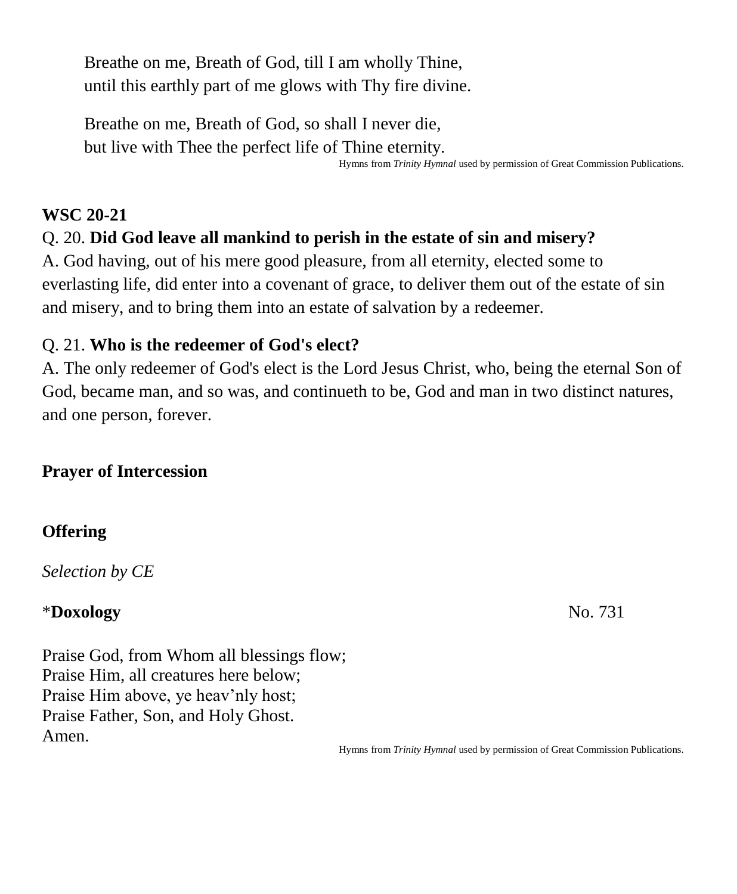Breathe on me, Breath of God, till I am wholly Thine,
until this earthly part of me glows with Thy fire divine.

Breathe on me, Breath of God, so shall I never die,
but live with Thee the perfect life of Thine eternity.

Hymns from *Trinity Hymnal* used by permission of Great Commission Publications.

**WSC 20-21**

Q. 20. **Did God leave all mankind to perish in the estate of sin and misery?**
A. God having, out of his mere good pleasure, from all eternity, elected some to everlasting life, did enter into a covenant of grace, to deliver them out of the estate of sin and misery, and to bring them into an estate of salvation by a redeemer.

Q. 21. **Who is the redeemer of God's elect?**
A. The only redeemer of God's elect is the Lord Jesus Christ, who, being the eternal Son of God, became man, and so was, and continueth to be, God and man in two distinct natures, and one person, forever.

**Prayer of Intercession**

**Offering**

*Selection by CE*

*__Doxology__ No. 731

Praise God, from Whom all blessings flow;
Praise Him, all creatures here below;
Praise Him above, ye heav'nly host;
Praise Father, Son, and Holy Ghost.
Amen.

Hymns from *Trinity Hymnal* used by permission of Great Commission Publications.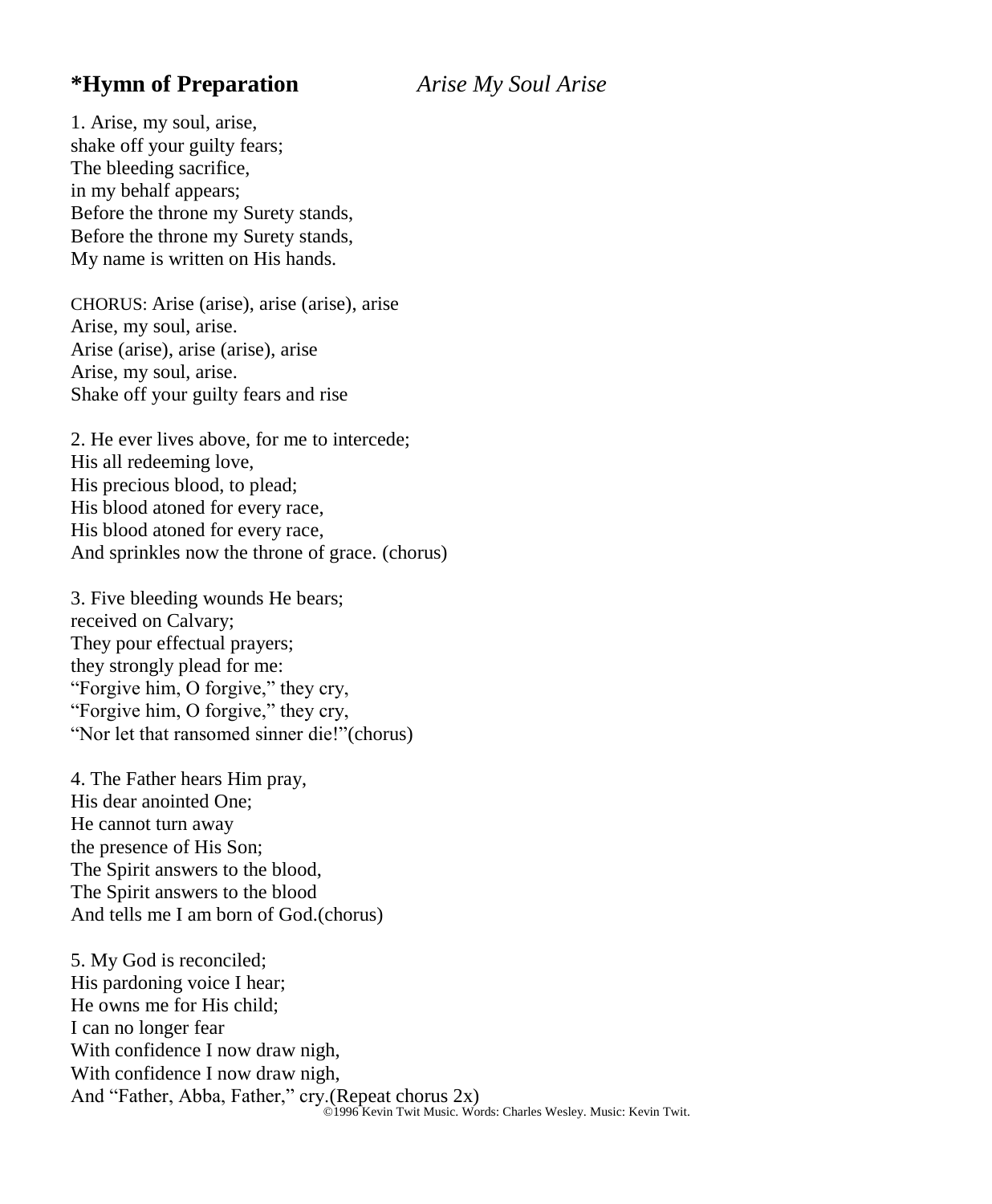## *Hymn of Preparation *Arise My Soul Arise*

1. Arise, my soul, arise,
shake off your guilty fears;
The bleeding sacrifice,
in my behalf appears;
Before the throne my Surety stands,
Before the throne my Surety stands,
My name is written on His hands.

CHORUS: Arise (arise), arise (arise), arise
Arise, my soul, arise.
Arise (arise), arise (arise), arise
Arise, my soul, arise.
Shake off your guilty fears and rise

2. He ever lives above, for me to intercede;
His all redeeming love,
His precious blood, to plead;
His blood atoned for every race,
His blood atoned for every race,
And sprinkles now the throne of grace. (chorus)

3. Five bleeding wounds He bears;
received on Calvary;
They pour effectual prayers;
they strongly plead for me:
"Forgive him, O forgive," they cry,
"Forgive him, O forgive," they cry,
"Nor let that ransomed sinner die!"(chorus)

4. The Father hears Him pray,
His dear anointed One;
He cannot turn away
the presence of His Son;
The Spirit answers to the blood,
The Spirit answers to the blood
And tells me I am born of God.(chorus)

5. My God is reconciled;
His pardoning voice I hear;
He owns me for His child;
I can no longer fear
With confidence I now draw nigh,
With confidence I now draw nigh,
And "Father, Abba, Father," cry.(Repeat chorus 2x)

©1996 Kevin Twit Music. Words: Charles Wesley. Music: Kevin Twit.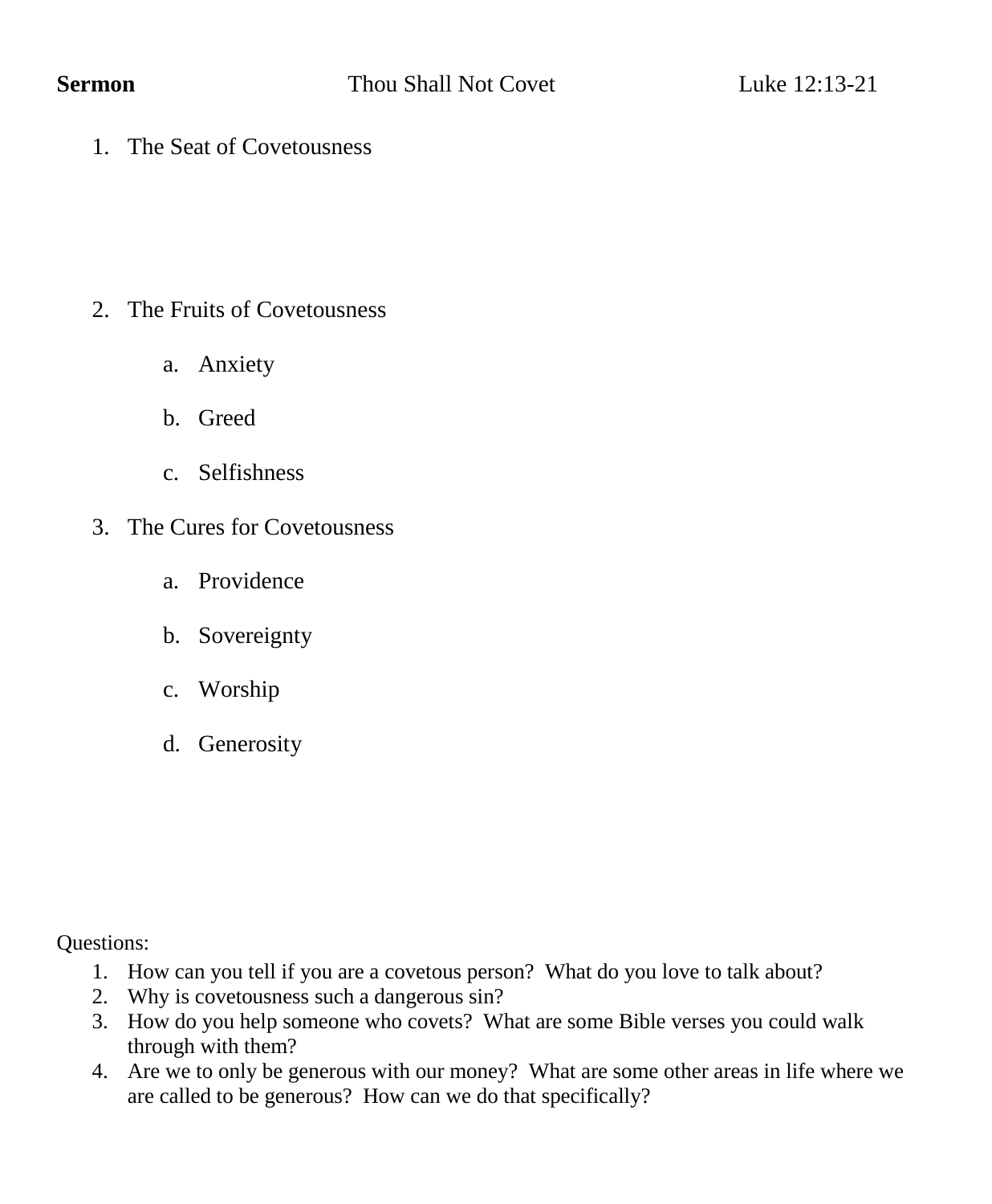**Sermon** Thou Shall Not Covet Luke 12:13-21

1. The Seat of Covetousness

2. The Fruits of Covetousness

   a. Anxiety

   b. Greed

   c. Selfishness

3. The Cures for Covetousness

   a. Providence

   b. Sovereignty

   c. Worship

   d. Generosity

Questions:

1. How can you tell if you are a covetous person? What do you love to talk about?
2. Why is covetousness such a dangerous sin?
3. How do you help someone who covets? What are some Bible verses you could walk through with them?
4. Are we to only be generous with our money? What are some other areas in life where we are called to be generous? How can we do that specifically?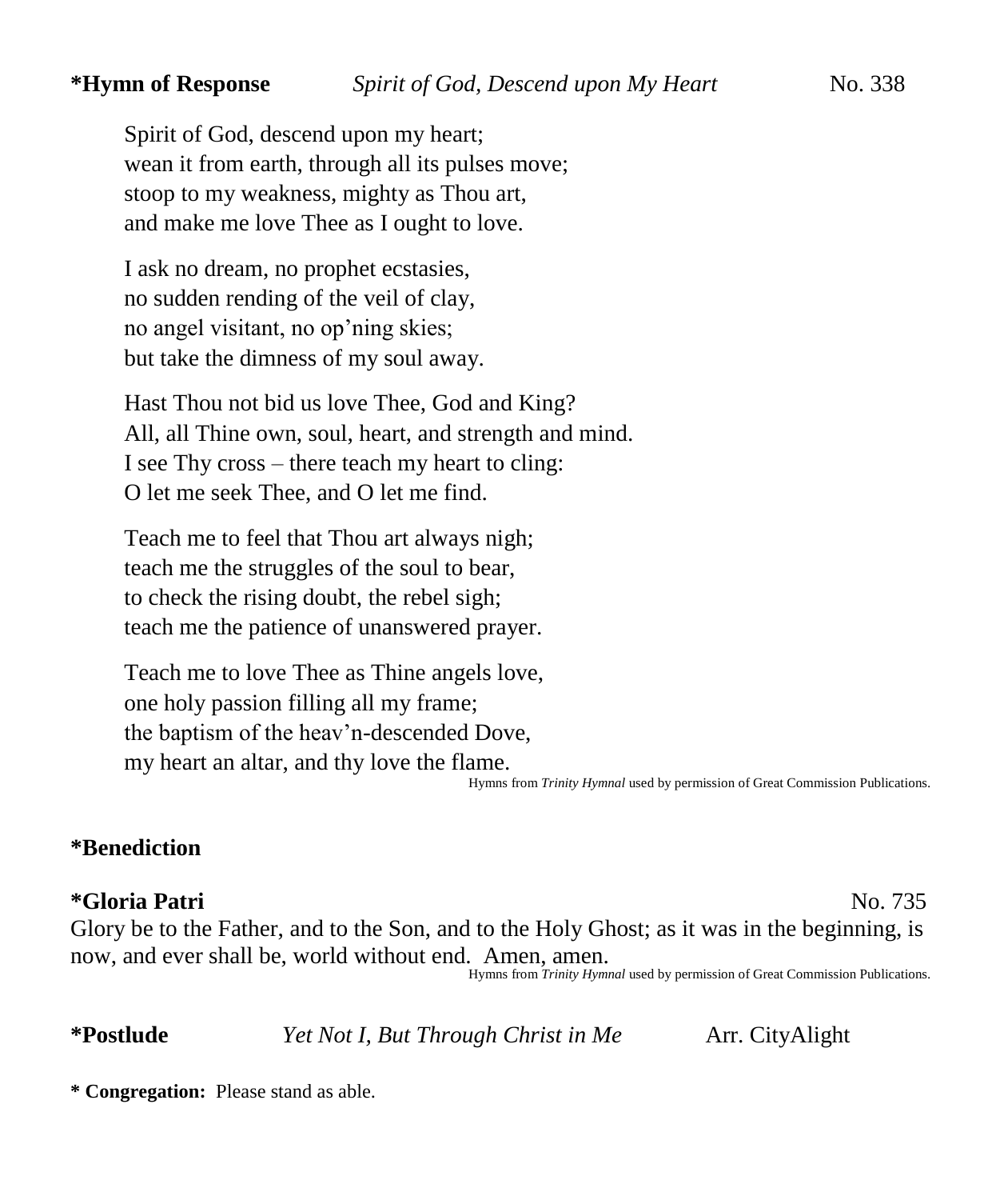**\*Hymn of Response** *Spirit of God, Descend upon My Heart* No. 338

Spirit of God, descend upon my heart;
wean it from earth, through all its pulses move;
stoop to my weakness, mighty as Thou art,
and make me love Thee as I ought to love.

I ask no dream, no prophet ecstasies,
no sudden rending of the veil of clay,
no angel visitant, no op'ning skies;
but take the dimness of my soul away.

Hast Thou not bid us love Thee, God and King?
All, all Thine own, soul, heart, and strength and mind.
I see Thy cross – there teach my heart to cling:
O let me seek Thee, and O let me find.

Teach me to feel that Thou art always nigh;
teach me the struggles of the soul to bear,
to check the rising doubt, the rebel sigh;
teach me the patience of unanswered prayer.

Teach me to love Thee as Thine angels love,
one holy passion filling all my frame;
the baptism of the heav'n-descended Dove,
my heart an altar, and thy love the flame.

Hymns from *Trinity Hymnal* used by permission of Great Commission Publications.

**\*Benediction**

**\*Gloria Patri** No. 735

Glory be to the Father, and to the Son, and to the Holy Ghost; as it was in the beginning, is now, and ever shall be, world without end. Amen, amen.

Hymns from *Trinity Hymnal* used by permission of Great Commission Publications.

**\*Postlude** *Yet Not I, But Through Christ in Me* Arr. CityAlight

**\* Congregation:** Please stand as able.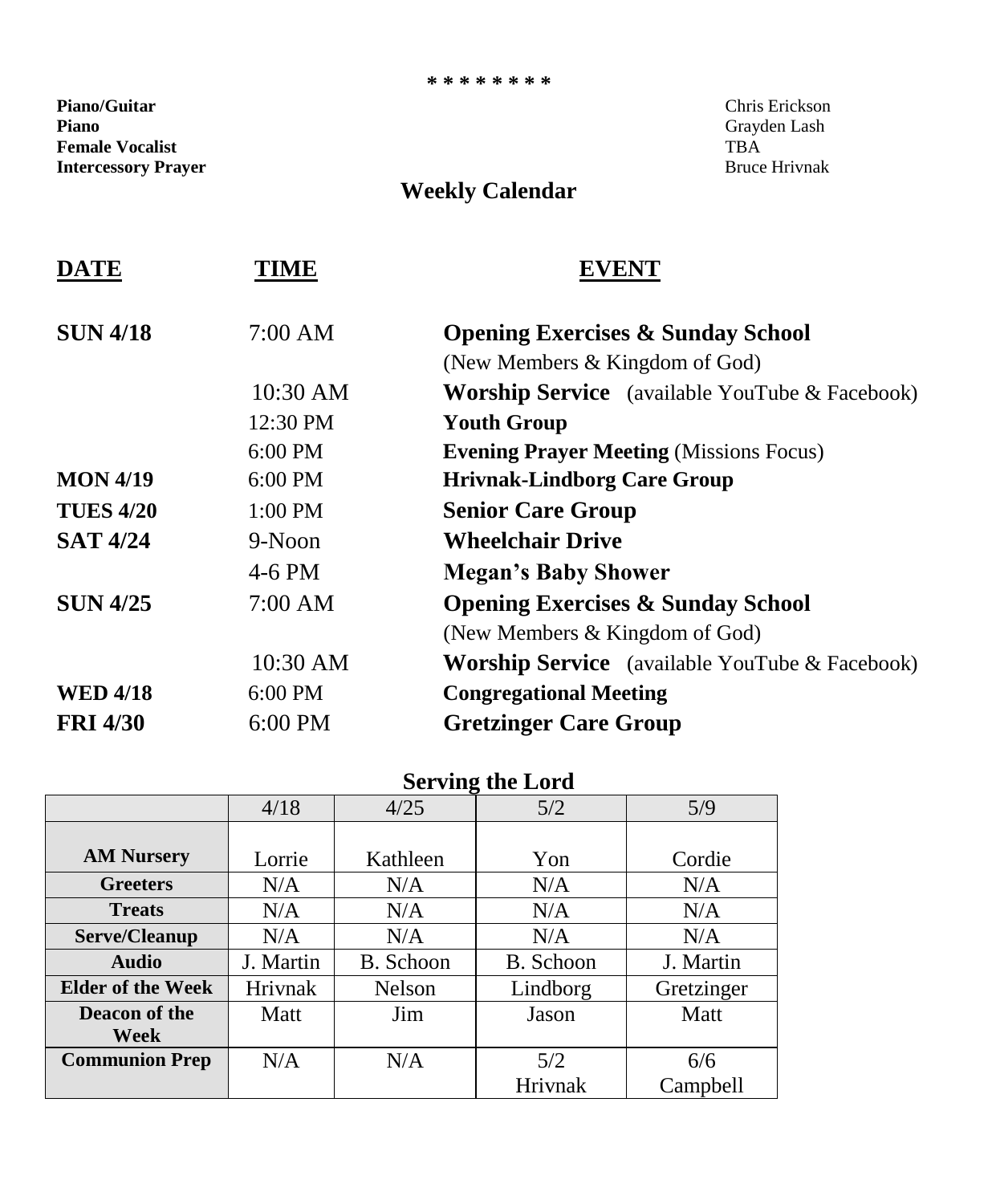\* \* \* \* \* \* \* \*

**Piano/Guitar** Chris Erickson
**Piano** Grayden Lash
**Female Vocalist** TBA
**Intercessory Prayer** Bruce Hrivnak

## Weekly Calendar

| DATE | TIME | EVENT |
|---|---|---|
| **SUN 4/18** | 7:00 AM | **Opening Exercises & Sunday School** (New Members & Kingdom of God) |
| | 10:30 AM | **Worship Service** (available YouTube & Facebook) |
| | 12:30 PM | **Youth Group** |
| | 6:00 PM | **Evening Prayer Meeting** (Missions Focus) |
| **MON 4/19** | 6:00 PM | **Hrivnak-Lindborg Care Group** |
| **TUES 4/20** | 1:00 PM | **Senior Care Group** |
| **SAT 4/24** | 9-Noon | **Wheelchair Drive** |
| | 4-6 PM | **Megan's Baby Shower** |
| **SUN 4/25** | 7:00 AM | **Opening Exercises & Sunday School** (New Members & Kingdom of God) |
| | 10:30 AM | **Worship Service** (available YouTube & Facebook) |
| **WED 4/18** | 6:00 PM | **Congregational Meeting** |
| **FRI 4/30** | 6:00 PM | **Gretzinger Care Group** |

## Serving the Lord

| | 4/18 | 4/25 | 5/2 | 5/9 |
|---|---|---|---|---|
| **AM Nursery** | Lorrie | Kathleen | Yon | Cordie |
| **Greeters** | N/A | N/A | N/A | N/A |
| **Treats** | N/A | N/A | N/A | N/A |
| **Serve/Cleanup** | N/A | N/A | N/A | N/A |
| **Audio** | J. Martin | B. Schoon | B. Schoon | J. Martin |
| **Elder of the Week** | Hrivnak | Nelson | Lindborg | Gretzinger |
| **Deacon of the Week** | Matt | Jim | Jason | Matt |
| **Communion Prep** | N/A | N/A | 5/2 Hrivnak | 6/6 Campbell |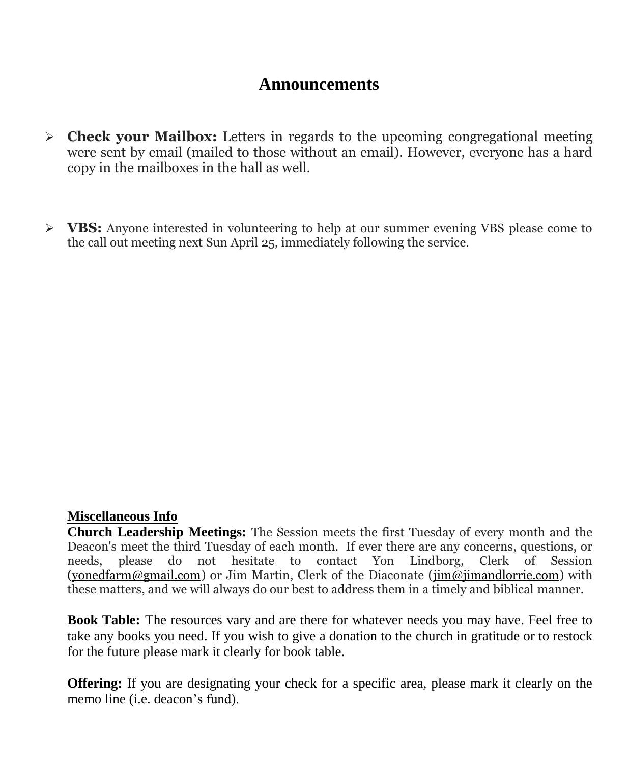# Announcements

- **Check your Mailbox:** Letters in regards to the upcoming congregational meeting were sent by email (mailed to those without an email). However, everyone has a hard copy in the mailboxes in the hall as well.

- **VBS:** Anyone interested in volunteering to help at our summer evening VBS please come to the call out meeting next Sun April 25, immediately following the service.

**Miscellaneous Info**

**Church Leadership Meetings:** The Session meets the first Tuesday of every month and the Deacon's meet the third Tuesday of each month. If ever there are any concerns, questions, or needs, please do not hesitate to contact Yon Lindborg, Clerk of Session (yonedfarm@gmail.com) or Jim Martin, Clerk of the Diaconate (jim@jimandlorrie.com) with these matters, and we will always do our best to address them in a timely and biblical manner.

**Book Table:** The resources vary and are there for whatever needs you may have. Feel free to take any books you need. If you wish to give a donation to the church in gratitude or to restock for the future please mark it clearly for book table.

**Offering:** If you are designating your check for a specific area, please mark it clearly on the memo line (i.e. deacon's fund).